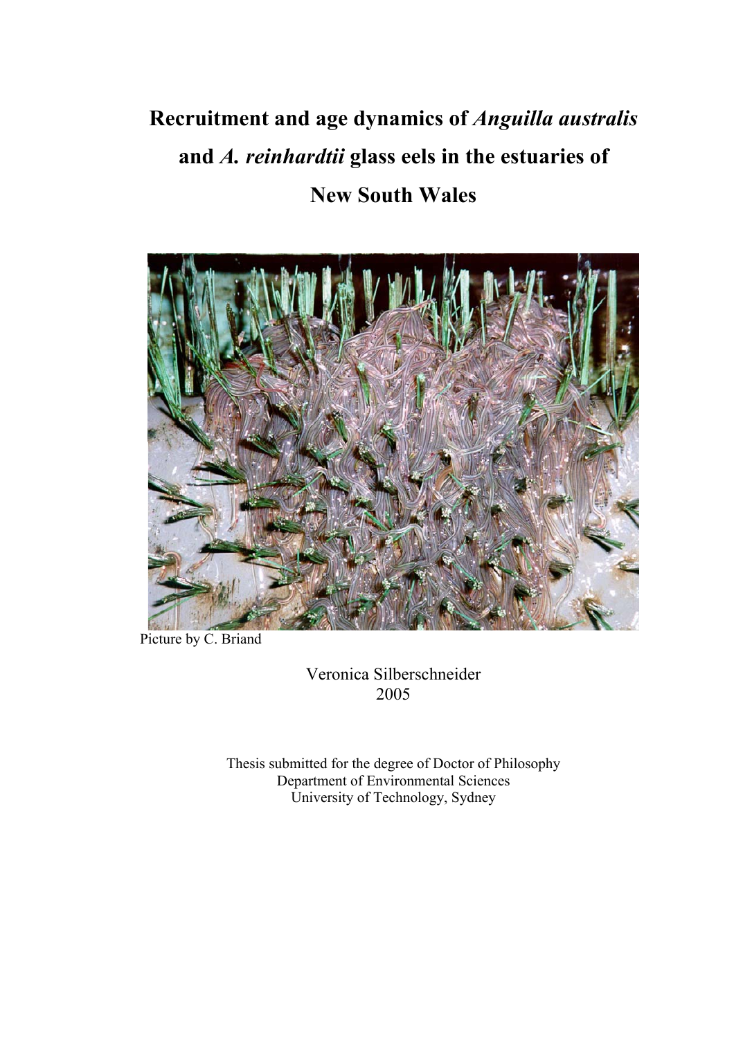# Recruitment and age dynamics of *Anguilla australis* and *A. reinhardtii* glass eels in the estuaries of New South Wales

Picture by C. Briand

Veronica Silberschneider

2005

Thesis submitted for the degree of Doctor of Philosophy
Department of Environmental Sciences
University of Technology, Sydney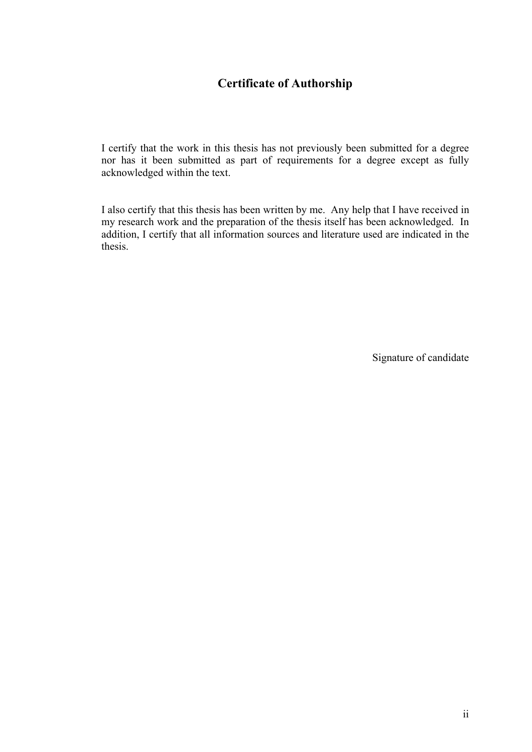## Certificate of Authorship

I certify that the work in this thesis has not previously been submitted for a degree nor has it been submitted as part of requirements for a degree except as fully acknowledged within the text.

I also certify that this thesis has been written by me. Any help that I have received in my research work and the preparation of the thesis itself has been acknowledged. In addition, I certify that all information sources and literature used are indicated in the thesis.

Signature of candidate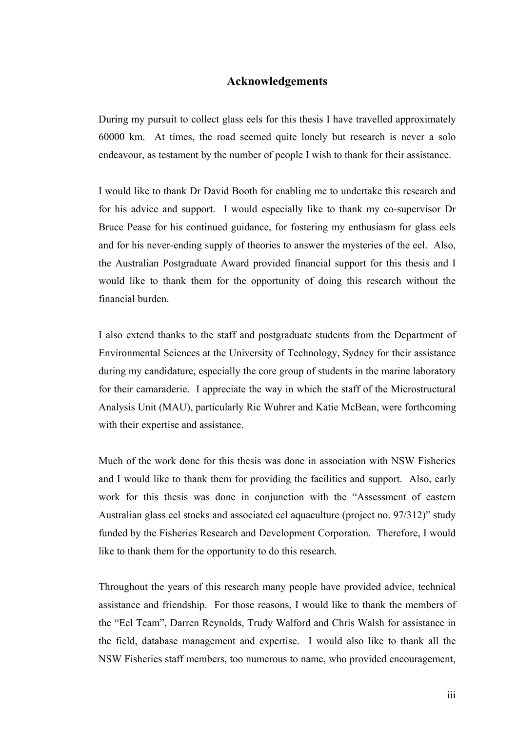## Acknowledgements

During my pursuit to collect glass eels for this thesis I have travelled approximately 60000 km. At times, the road seemed quite lonely but research is never a solo endeavour, as testament by the number of people I wish to thank for their assistance.

I would like to thank Dr David Booth for enabling me to undertake this research and for his advice and support. I would especially like to thank my co-supervisor Dr Bruce Pease for his continued guidance, for fostering my enthusiasm for glass eels and for his never-ending supply of theories to answer the mysteries of the eel. Also, the Australian Postgraduate Award provided financial support for this thesis and I would like to thank them for the opportunity of doing this research without the financial burden.

I also extend thanks to the staff and postgraduate students from the Department of Environmental Sciences at the University of Technology, Sydney for their assistance during my candidature, especially the core group of students in the marine laboratory for their camaraderie. I appreciate the way in which the staff of the Microstructural Analysis Unit (MAU), particularly Ric Wuhrer and Katie McBean, were forthcoming with their expertise and assistance.

Much of the work done for this thesis was done in association with NSW Fisheries and I would like to thank them for providing the facilities and support. Also, early work for this thesis was done in conjunction with the "Assessment of eastern Australian glass eel stocks and associated eel aquaculture (project no. 97/312)" study funded by the Fisheries Research and Development Corporation. Therefore, I would like to thank them for the opportunity to do this research.

Throughout the years of this research many people have provided advice, technical assistance and friendship. For those reasons, I would like to thank the members of the "Eel Team", Darren Reynolds, Trudy Walford and Chris Walsh for assistance in the field, database management and expertise. I would also like to thank all the NSW Fisheries staff members, too numerous to name, who provided encouragement,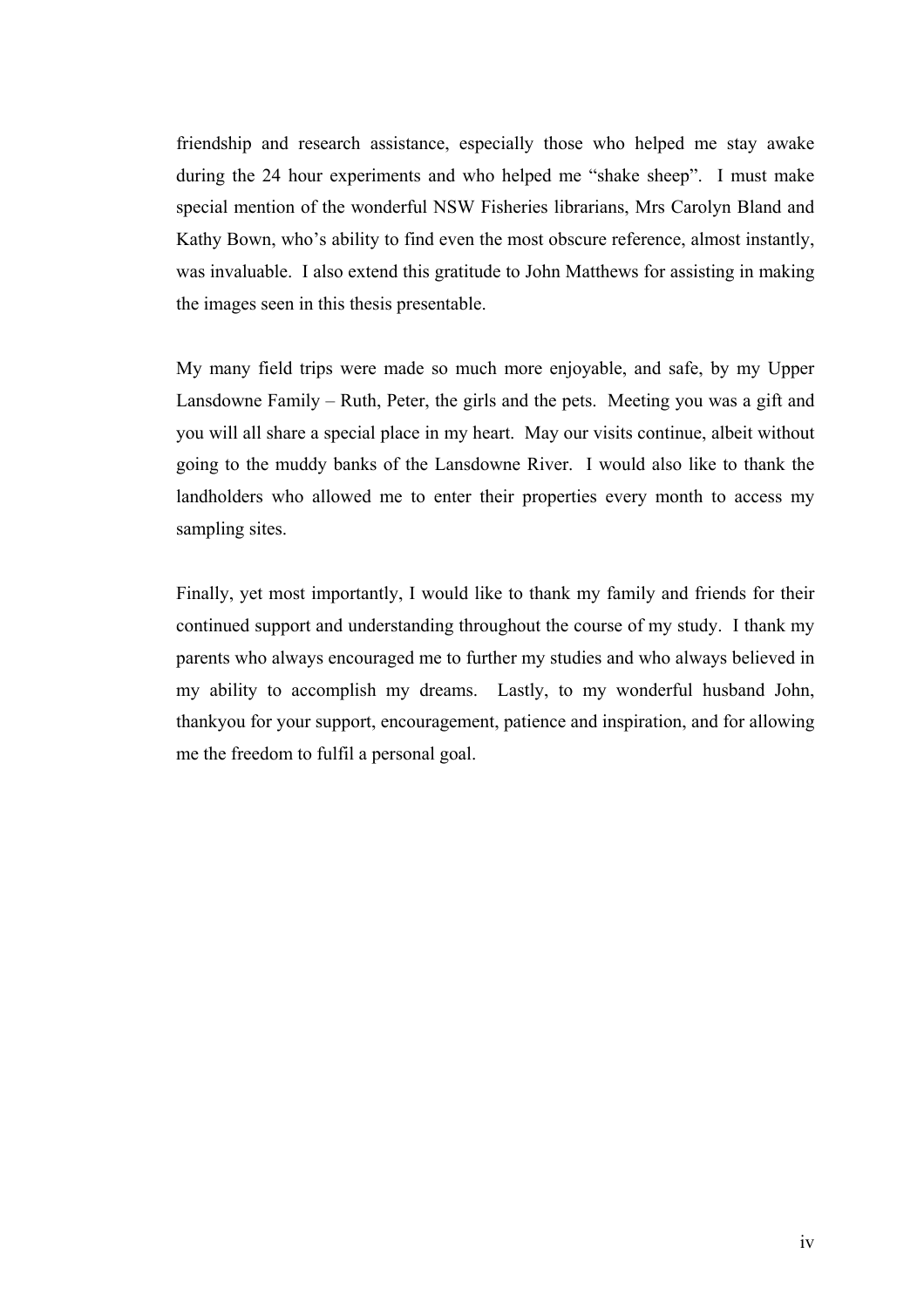friendship and research assistance, especially those who helped me stay awake during the 24 hour experiments and who helped me "shake sheep". I must make special mention of the wonderful NSW Fisheries librarians, Mrs Carolyn Bland and Kathy Bown, who's ability to find even the most obscure reference, almost instantly, was invaluable. I also extend this gratitude to John Matthews for assisting in making the images seen in this thesis presentable.

My many field trips were made so much more enjoyable, and safe, by my Upper Lansdowne Family – Ruth, Peter, the girls and the pets. Meeting you was a gift and you will all share a special place in my heart. May our visits continue, albeit without going to the muddy banks of the Lansdowne River. I would also like to thank the landholders who allowed me to enter their properties every month to access my sampling sites.

Finally, yet most importantly, I would like to thank my family and friends for their continued support and understanding throughout the course of my study. I thank my parents who always encouraged me to further my studies and who always believed in my ability to accomplish my dreams. Lastly, to my wonderful husband John, thankyou for your support, encouragement, patience and inspiration, and for allowing me the freedom to fulfil a personal goal.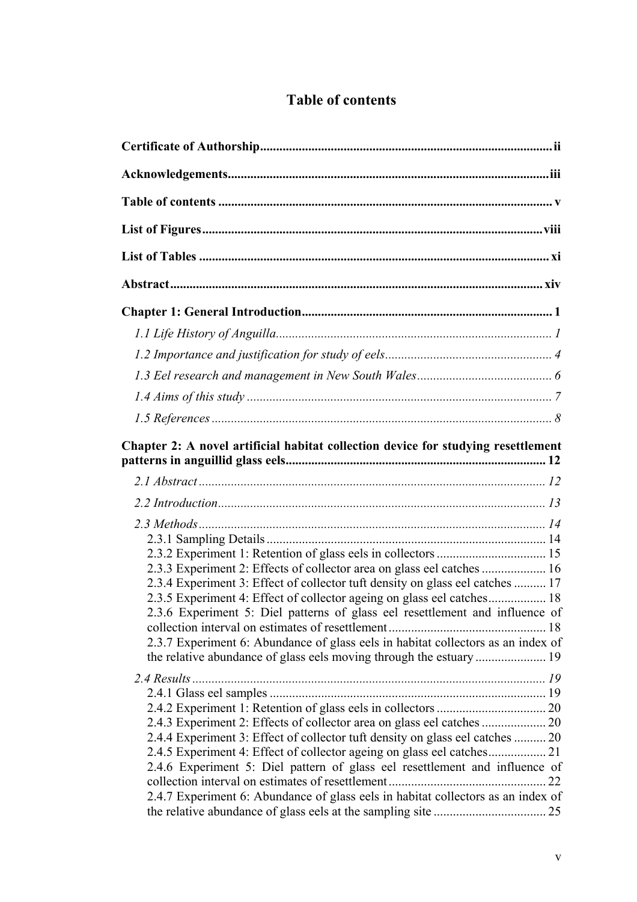# Table of contents

**Certificate of Authorship** .......... ii

**Acknowledgements** .......... iii

**Table of contents** .......... v

**List of Figures** .......... viii

**List of Tables** .......... xi

**Abstract** .......... xiv

**Chapter 1: General Introduction** .......... 1

*1.1 Life History of Anguilla* .......... *1*

*1.2 Importance and justification for study of eels* .......... *4*

*1.3 Eel research and management in New South Wales* .......... *6*

*1.4 Aims of this study* .......... *7*

*1.5 References* .......... *8*

**Chapter 2: A novel artificial habitat collection device for studying resettlement patterns in anguillid glass eels** .......... **12**

*2.1 Abstract* .......... *12*

*2.2 Introduction* .......... *13*

*2.3 Methods* .......... *14*

2.3.1 Sampling Details .......... 14

2.3.2 Experiment 1: Retention of glass eels in collectors .......... 15

2.3.3 Experiment 2: Effects of collector area on glass eel catches .......... 16

2.3.4 Experiment 3: Effect of collector tuft density on glass eel catches .......... 17

2.3.5 Experiment 4: Effect of collector ageing on glass eel catches .......... 18

2.3.6 Experiment 5: Diel patterns of glass eel resettlement and influence of collection interval on estimates of resettlement .......... 18

2.3.7 Experiment 6: Abundance of glass eels in habitat collectors as an index of the relative abundance of glass eels moving through the estuary .......... 19

*2.4 Results* .......... *19*

2.4.1 Glass eel samples .......... 19

2.4.2 Experiment 1: Retention of glass eels in collectors .......... 20

2.4.3 Experiment 2: Effects of collector area on glass eel catches .......... 20

2.4.4 Experiment 3: Effect of collector tuft density on glass eel catches .......... 20

2.4.5 Experiment 4: Effect of collector ageing on glass eel catches .......... 21

2.4.6 Experiment 5: Diel pattern of glass eel resettlement and influence of collection interval on estimates of resettlement .......... 22

2.4.7 Experiment 6: Abundance of glass eels in habitat collectors as an index of the relative abundance of glass eels at the sampling site .......... 25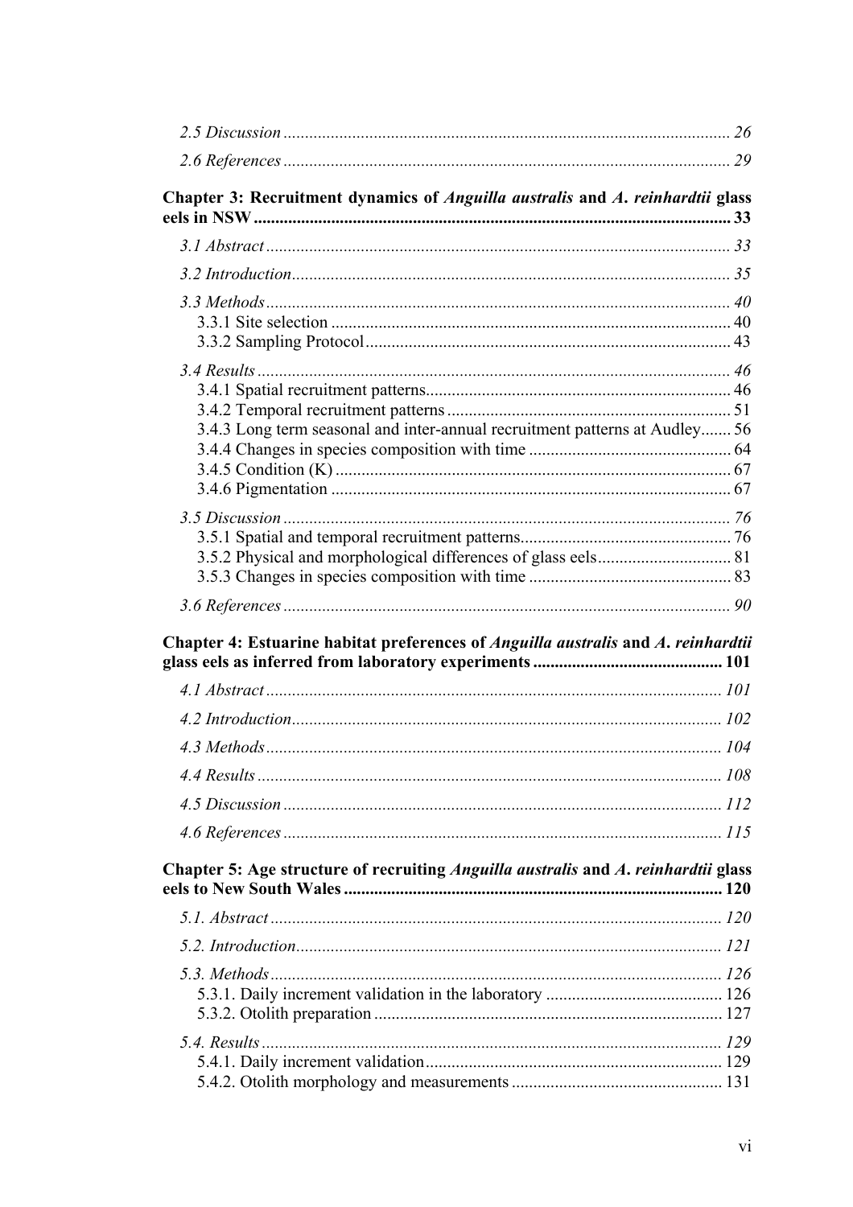*2.5 Discussion* ........................................................................................................ 26

*2.6 References* ....................................................................................................... 29

**Chapter 3: Recruitment dynamics of *Anguilla australis* and *A. reinhardtii* glass eels in NSW** ............................................................................................................... 33

*3.1 Abstract* ............................................................................................................ 33

*3.2 Introduction* ...................................................................................................... 35

*3.3 Methods* ............................................................................................................ 40

3.3.1 Site selection ................................................................................................ 40

3.3.2 Sampling Protocol ........................................................................................ 43

*3.4 Results* .............................................................................................................. 46

3.4.1 Spatial recruitment patterns .......................................................................... 46

3.4.2 Temporal recruitment patterns ...................................................................... 51

3.4.3 Long term seasonal and inter-annual recruitment patterns at Audley ....... 56

3.4.4 Changes in species composition with time ................................................... 64

3.4.5 Condition (K) ............................................................................................... 67

3.4.6 Pigmentation ................................................................................................ 67

*3.5 Discussion* ........................................................................................................ 76

3.5.1 Spatial and temporal recruitment patterns ..................................................... 76

3.5.2 Physical and morphological differences of glass eels ................................... 81

3.5.3 Changes in species composition with time ................................................... 83

*3.6 References* ....................................................................................................... 90

**Chapter 4: Estuarine habitat preferences of *Anguilla australis* and *A. reinhardtii* glass eels as inferred from laboratory experiments** ............................................ 101

*4.1 Abstract* ............................................................................................................ 101

*4.2 Introduction* ...................................................................................................... 102

*4.3 Methods* ............................................................................................................ 104

*4.4 Results* .............................................................................................................. 108

*4.5 Discussion* ........................................................................................................ 112

*4.6 References* ....................................................................................................... 115

**Chapter 5: Age structure of recruiting *Anguilla australis* and *A. reinhardtii* glass eels to New South Wales** ........................................................................................ 120

*5.1. Abstract* ........................................................................................................... 120

*5.2. Introduction* ..................................................................................................... 121

*5.3. Methods* ........................................................................................................... 126

5.3.1. Daily increment validation in the laboratory ............................................... 126

5.3.2. Otolith preparation ...................................................................................... 127

*5.4. Results* ............................................................................................................. 129

5.4.1. Daily increment validation .......................................................................... 129

5.4.2. Otolith morphology and measurements ....................................................... 131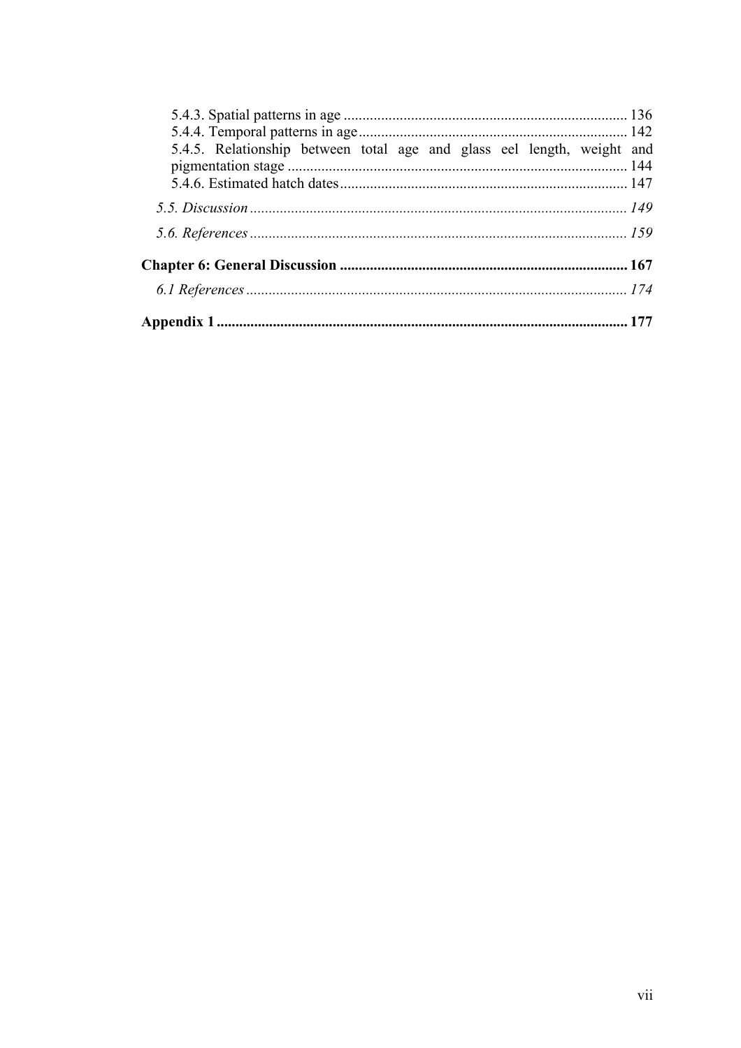5.4.3. Spatial patterns in age ........................................................................... 136
5.4.4. Temporal patterns in age ....................................................................... 142
5.4.5. Relationship between total age and glass eel length, weight and pigmentation stage ........................................................................................... 144
5.4.6. Estimated hatch dates ............................................................................ 147

*5.5. Discussion* .................................................................................................... *149*

*5.6. References* .................................................................................................... *159*

**Chapter 6: General Discussion ............................................................................ 167**

*6.1 References* ...................................................................................................... *174*

**Appendix 1 ............................................................................................................ 177**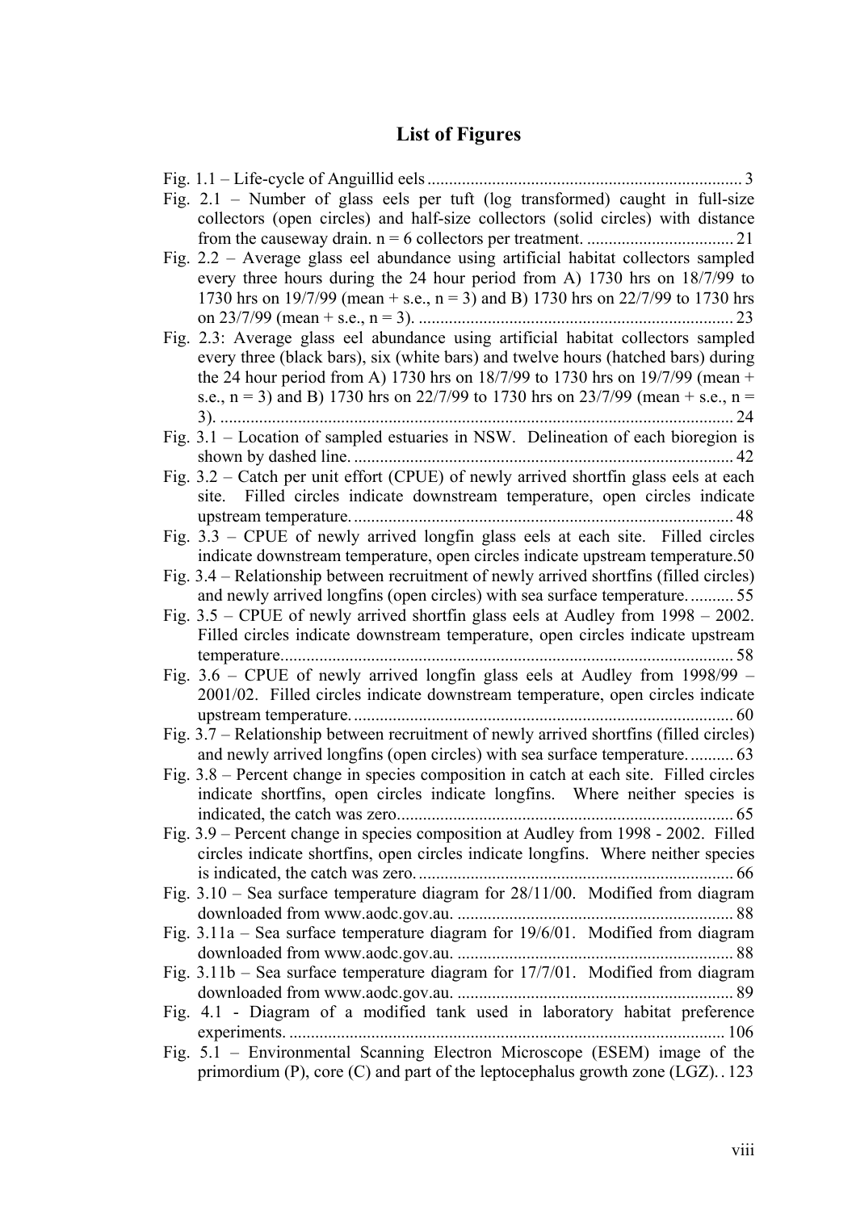# List of Figures

Fig. 1.1 – Life-cycle of Anguillid eels ........................................................................ 3

Fig. 2.1 – Number of glass eels per tuft (log transformed) caught in full-size collectors (open circles) and half-size collectors (solid circles) with distance from the causeway drain. n = 6 collectors per treatment. .................................. 21

Fig. 2.2 – Average glass eel abundance using artificial habitat collectors sampled every three hours during the 24 hour period from A) 1730 hrs on 18/7/99 to 1730 hrs on 19/7/99 (mean + s.e., n = 3) and B) 1730 hrs on 22/7/99 to 1730 hrs on 23/7/99 (mean + s.e., n = 3). ........................................................................ 23

Fig. 2.3: Average glass eel abundance using artificial habitat collectors sampled every three (black bars), six (white bars) and twelve hours (hatched bars) during the 24 hour period from A) 1730 hrs on 18/7/99 to 1730 hrs on 19/7/99 (mean + s.e., n = 3) and B) 1730 hrs on 22/7/99 to 1730 hrs on 23/7/99 (mean + s.e., n = 3). ...................................................................................................... 24

Fig. 3.1 – Location of sampled estuaries in NSW. Delineation of each bioregion is shown by dashed line. ....................................................................................... 42

Fig. 3.2 – Catch per unit effort (CPUE) of newly arrived shortfin glass eels at each site. Filled circles indicate downstream temperature, open circles indicate upstream temperature. ....................................................................................... 48

Fig. 3.3 – CPUE of newly arrived longfin glass eels at each site. Filled circles indicate downstream temperature, open circles indicate upstream temperature.50

Fig. 3.4 – Relationship between recruitment of newly arrived shortfins (filled circles) and newly arrived longfins (open circles) with sea surface temperature. .......... 55

Fig. 3.5 – CPUE of newly arrived shortfin glass eels at Audley from 1998 – 2002. Filled circles indicate downstream temperature, open circles indicate upstream temperature........................................................................................................ 58

Fig. 3.6 – CPUE of newly arrived longfin glass eels at Audley from 1998/99 – 2001/02. Filled circles indicate downstream temperature, open circles indicate upstream temperature. ....................................................................................... 60

Fig. 3.7 – Relationship between recruitment of newly arrived shortfins (filled circles) and newly arrived longfins (open circles) with sea surface temperature. .......... 63

Fig. 3.8 – Percent change in species composition in catch at each site. Filled circles indicate shortfins, open circles indicate longfins. Where neither species is indicated, the catch was zero............................................................................. 65

Fig. 3.9 – Percent change in species composition at Audley from 1998 - 2002. Filled circles indicate shortfins, open circles indicate longfins. Where neither species is indicated, the catch was zero. ........................................................................ 66

Fig. 3.10 – Sea surface temperature diagram for 28/11/00. Modified from diagram downloaded from www.aodc.gov.au. ............................................................... 88

Fig. 3.11a – Sea surface temperature diagram for 19/6/01. Modified from diagram downloaded from www.aodc.gov.au. ............................................................... 88

Fig. 3.11b – Sea surface temperature diagram for 17/7/01. Modified from diagram downloaded from www.aodc.gov.au. ............................................................... 89

Fig. 4.1 - Diagram of a modified tank used in laboratory habitat preference experiments. .................................................................................................... 106

Fig. 5.1 – Environmental Scanning Electron Microscope (ESEM) image of the primordium (P), core (C) and part of the leptocephalus growth zone (LGZ). . 123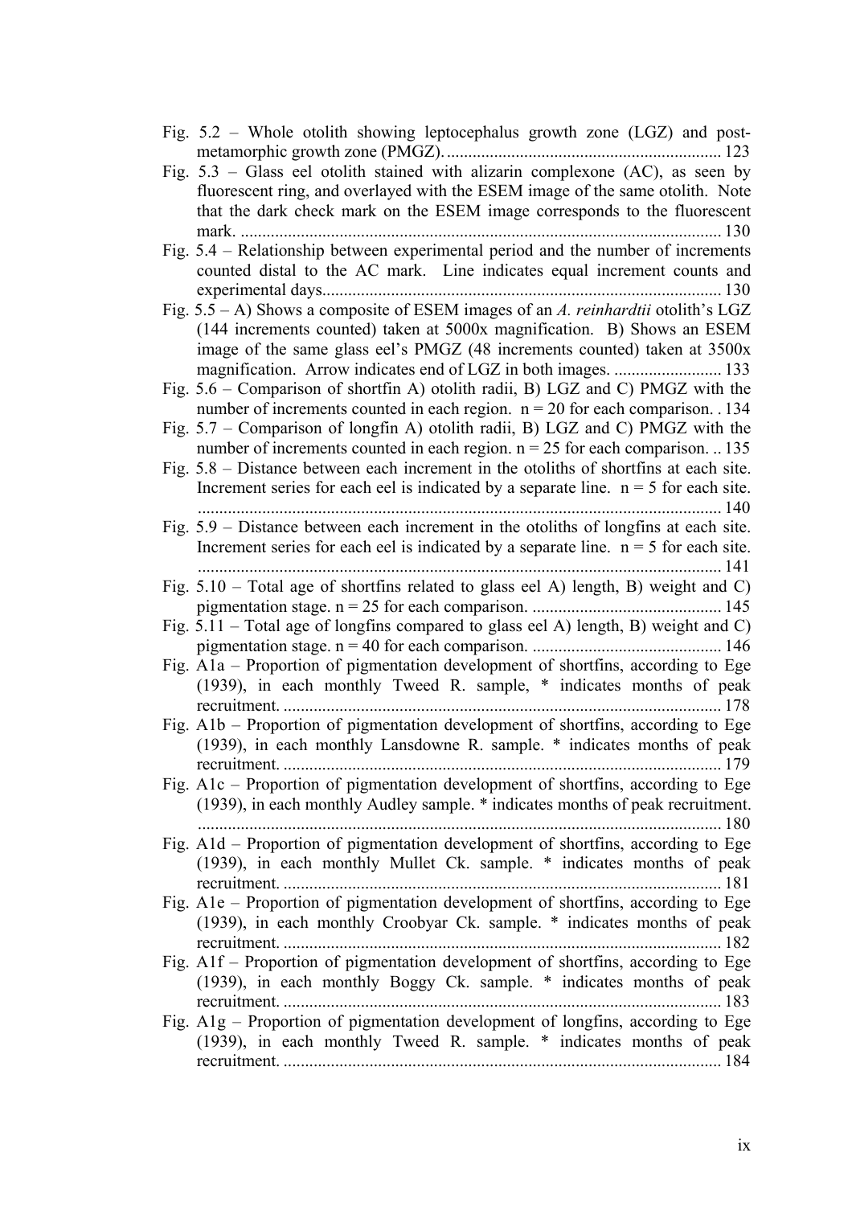Fig. 5.2 – Whole otolith showing leptocephalus growth zone (LGZ) and post-metamorphic growth zone (PMGZ). ................................................................ 123

Fig. 5.3 – Glass eel otolith stained with alizarin complexone (AC), as seen by fluorescent ring, and overlayed with the ESEM image of the same otolith. Note that the dark check mark on the ESEM image corresponds to the fluorescent mark. ............................................................................................................ 130

Fig. 5.4 – Relationship between experimental period and the number of increments counted distal to the AC mark. Line indicates equal increment counts and experimental days........................................................................................... 130

Fig. 5.5 – A) Shows a composite of ESEM images of an *A. reinhardtii* otolith's LGZ (144 increments counted) taken at 5000x magnification. B) Shows an ESEM image of the same glass eel's PMGZ (48 increments counted) taken at 3500x magnification. Arrow indicates end of LGZ in both images. ......................... 133

Fig. 5.6 – Comparison of shortfin A) otolith radii, B) LGZ and C) PMGZ with the number of increments counted in each region. n = 20 for each comparison. . 134

Fig. 5.7 – Comparison of longfin A) otolith radii, B) LGZ and C) PMGZ with the number of increments counted in each region. n = 25 for each comparison. .. 135

Fig. 5.8 – Distance between each increment in the otoliths of shortfins at each site. Increment series for each eel is indicated by a separate line. n = 5 for each site. ........................................................................................................................ 140

Fig. 5.9 – Distance between each increment in the otoliths of longfins at each site. Increment series for each eel is indicated by a separate line. n = 5 for each site. ........................................................................................................................ 141

Fig. 5.10 – Total age of shortfins related to glass eel A) length, B) weight and C) pigmentation stage. n = 25 for each comparison. ........................................... 145

Fig. 5.11 – Total age of longfins compared to glass eel A) length, B) weight and C) pigmentation stage. n = 40 for each comparison. ........................................... 146

Fig. A1a – Proportion of pigmentation development of shortfins, according to Ege (1939), in each monthly Tweed R. sample, * indicates months of peak recruitment. ..................................................................................................... 178

Fig. A1b – Proportion of pigmentation development of shortfins, according to Ege (1939), in each monthly Lansdowne R. sample. * indicates months of peak recruitment. ..................................................................................................... 179

Fig. A1c – Proportion of pigmentation development of shortfins, according to Ege (1939), in each monthly Audley sample. * indicates months of peak recruitment. ........................................................................................................................ 180

Fig. A1d – Proportion of pigmentation development of shortfins, according to Ege (1939), in each monthly Mullet Ck. sample. * indicates months of peak recruitment. ..................................................................................................... 181

Fig. A1e – Proportion of pigmentation development of shortfins, according to Ege (1939), in each monthly Croobyar Ck. sample. * indicates months of peak recruitment. ..................................................................................................... 182

Fig. A1f – Proportion of pigmentation development of shortfins, according to Ege (1939), in each monthly Boggy Ck. sample. * indicates months of peak recruitment. ..................................................................................................... 183

Fig. A1g – Proportion of pigmentation development of longfins, according to Ege (1939), in each monthly Tweed R. sample. * indicates months of peak recruitment. ..................................................................................................... 184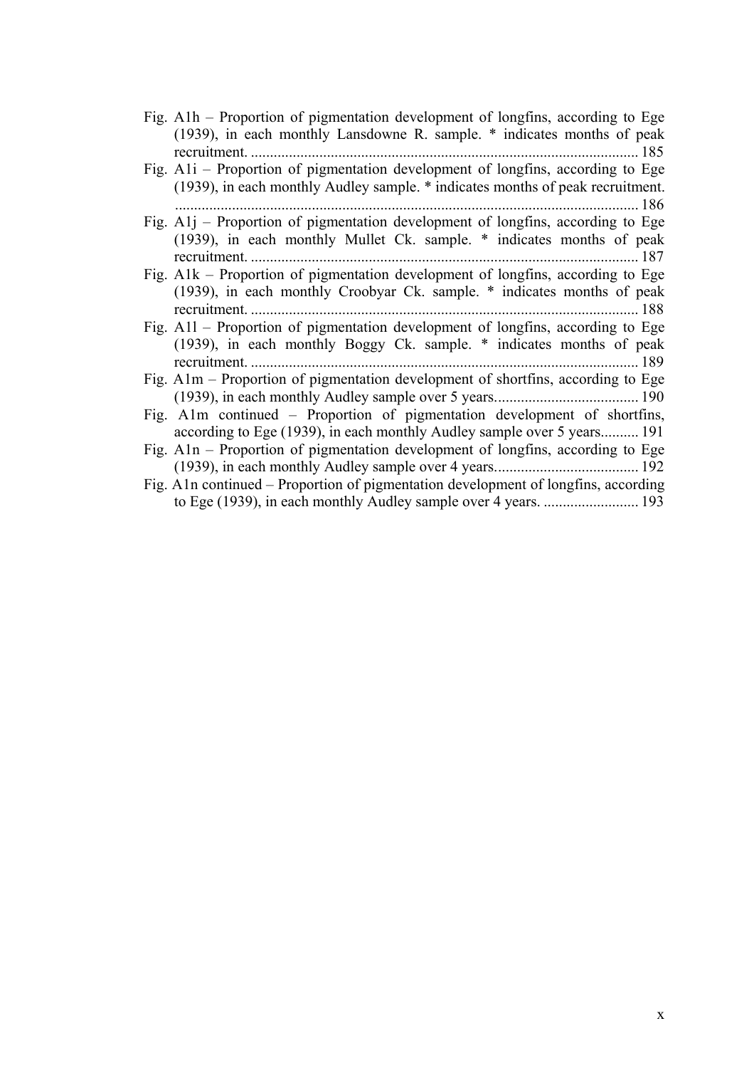Fig. A1h – Proportion of pigmentation development of longfins, according to Ege (1939), in each monthly Lansdowne R. sample. * indicates months of peak recruitment. ..................................................................................................... 185

Fig. A1i – Proportion of pigmentation development of longfins, according to Ege (1939), in each monthly Audley sample. * indicates months of peak recruitment. ......................................................................................................................... 186

Fig. A1j – Proportion of pigmentation development of longfins, according to Ege (1939), in each monthly Mullet Ck. sample. * indicates months of peak recruitment. ..................................................................................................... 187

Fig. A1k – Proportion of pigmentation development of longfins, according to Ege (1939), in each monthly Croobyar Ck. sample. * indicates months of peak recruitment. ..................................................................................................... 188

Fig. A1l – Proportion of pigmentation development of longfins, according to Ege (1939), in each monthly Boggy Ck. sample. * indicates months of peak recruitment. ..................................................................................................... 189

Fig. A1m – Proportion of pigmentation development of shortfins, according to Ege (1939), in each monthly Audley sample over 5 years...................................... 190

Fig. A1m continued – Proportion of pigmentation development of shortfins, according to Ege (1939), in each monthly Audley sample over 5 years.......... 191

Fig. A1n – Proportion of pigmentation development of longfins, according to Ege (1939), in each monthly Audley sample over 4 years...................................... 192

Fig. A1n continued – Proportion of pigmentation development of longfins, according to Ege (1939), in each monthly Audley sample over 4 years. ......................... 193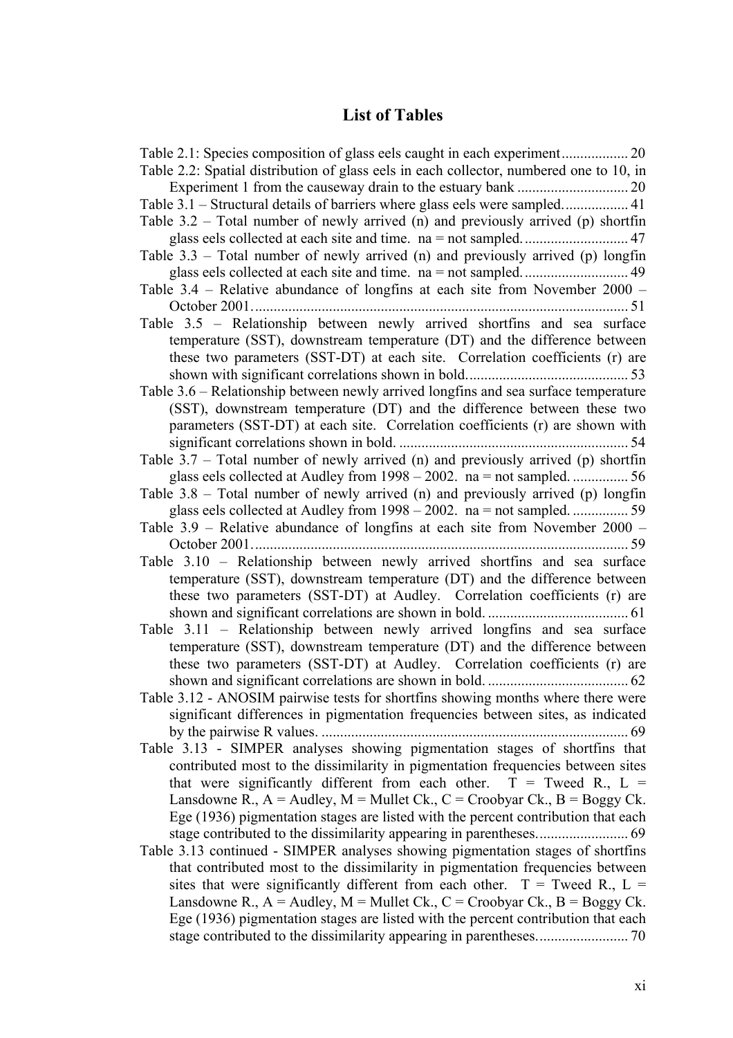# List of Tables

Table 2.1: Species composition of glass eels caught in each experiment.................. 20

Table 2.2: Spatial distribution of glass eels in each collector, numbered one to 10, in Experiment 1 from the causeway drain to the estuary bank .............................. 20

Table 3.1 – Structural details of barriers where glass eels were sampled.................. 41

Table 3.2 – Total number of newly arrived (n) and previously arrived (p) shortfin glass eels collected at each site and time. na = not sampled............................ 47

Table 3.3 – Total number of newly arrived (n) and previously arrived (p) longfin glass eels collected at each site and time. na = not sampled............................ 49

Table 3.4 – Relative abundance of longfins at each site from November 2000 – October 2001..................................................................................................... 51

Table 3.5 – Relationship between newly arrived shortfins and sea surface temperature (SST), downstream temperature (DT) and the difference between these two parameters (SST-DT) at each site. Correlation coefficients (r) are shown with significant correlations shown in bold........................................... 53

Table 3.6 – Relationship between newly arrived longfins and sea surface temperature (SST), downstream temperature (DT) and the difference between these two parameters (SST-DT) at each site. Correlation coefficients (r) are shown with significant correlations shown in bold. ............................................................. 54

Table 3.7 – Total number of newly arrived (n) and previously arrived (p) shortfin glass eels collected at Audley from 1998 – 2002. na = not sampled. ............... 56

Table 3.8 – Total number of newly arrived (n) and previously arrived (p) longfin glass eels collected at Audley from 1998 – 2002. na = not sampled. ............... 59

Table 3.9 – Relative abundance of longfins at each site from November 2000 – October 2001..................................................................................................... 59

Table 3.10 – Relationship between newly arrived shortfins and sea surface temperature (SST), downstream temperature (DT) and the difference between these two parameters (SST-DT) at Audley. Correlation coefficients (r) are shown and significant correlations are shown in bold. ..................................... 61

Table 3.11 – Relationship between newly arrived longfins and sea surface temperature (SST), downstream temperature (DT) and the difference between these two parameters (SST-DT) at Audley. Correlation coefficients (r) are shown and significant correlations are shown in bold. ..................................... 62

Table 3.12 - ANOSIM pairwise tests for shortfins showing months where there were significant differences in pigmentation frequencies between sites, as indicated by the pairwise R values. .................................................................................. 69

Table 3.13 - SIMPER analyses showing pigmentation stages of shortfins that contributed most to the dissimilarity in pigmentation frequencies between sites that were significantly different from each other. T = Tweed R., L = Lansdowne R., A = Audley, M = Mullet Ck., C = Croobyar Ck., B = Boggy Ck. Ege (1936) pigmentation stages are listed with the percent contribution that each stage contributed to the dissimilarity appearing in parentheses......................... 69

Table 3.13 continued - SIMPER analyses showing pigmentation stages of shortfins that contributed most to the dissimilarity in pigmentation frequencies between sites that were significantly different from each other. T = Tweed R., L = Lansdowne R., A = Audley, M = Mullet Ck., C = Croobyar Ck., B = Boggy Ck. Ege (1936) pigmentation stages are listed with the percent contribution that each stage contributed to the dissimilarity appearing in parentheses......................... 70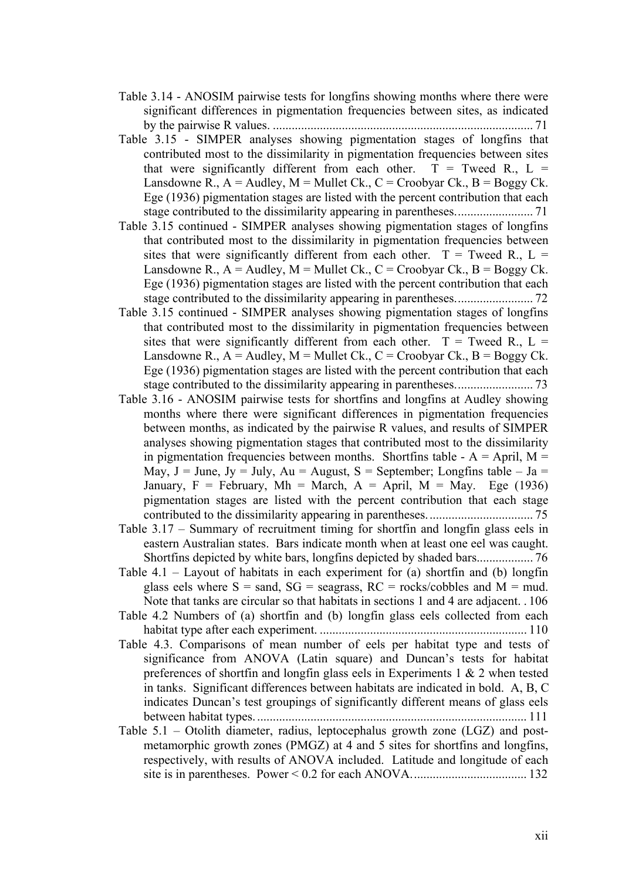Table 3.14 - ANOSIM pairwise tests for longfins showing months where there were significant differences in pigmentation frequencies between sites, as indicated by the pairwise R values. .................................................................................. 71

Table 3.15 - SIMPER analyses showing pigmentation stages of longfins that contributed most to the dissimilarity in pigmentation frequencies between sites that were significantly different from each other. T = Tweed R., L = Lansdowne R., A = Audley, M = Mullet Ck., C = Croobyar Ck., B = Boggy Ck. Ege (1936) pigmentation stages are listed with the percent contribution that each stage contributed to the dissimilarity appearing in parentheses. ....................... 71

Table 3.15 continued - SIMPER analyses showing pigmentation stages of longfins that contributed most to the dissimilarity in pigmentation frequencies between sites that were significantly different from each other. T = Tweed R., L = Lansdowne R., A = Audley, M = Mullet Ck., C = Croobyar Ck., B = Boggy Ck. Ege (1936) pigmentation stages are listed with the percent contribution that each stage contributed to the dissimilarity appearing in parentheses. ....................... 72

Table 3.15 continued - SIMPER analyses showing pigmentation stages of longfins that contributed most to the dissimilarity in pigmentation frequencies between sites that were significantly different from each other. T = Tweed R., L = Lansdowne R., A = Audley, M = Mullet Ck., C = Croobyar Ck., B = Boggy Ck. Ege (1936) pigmentation stages are listed with the percent contribution that each stage contributed to the dissimilarity appearing in parentheses. ....................... 73

Table 3.16 - ANOSIM pairwise tests for shortfins and longfins at Audley showing months where there were significant differences in pigmentation frequencies between months, as indicated by the pairwise R values, and results of SIMPER analyses showing pigmentation stages that contributed most to the dissimilarity in pigmentation frequencies between months. Shortfins table - A = April, M = May, J = June, Jy = July, Au = August, S = September; Longfins table – Ja = January, F = February, Mh = March, A = April, M = May. Ege (1936) pigmentation stages are listed with the percent contribution that each stage contributed to the dissimilarity appearing in parentheses. ................................ 75

Table 3.17 – Summary of recruitment timing for shortfin and longfin glass eels in eastern Australian states. Bars indicate month when at least one eel was caught. Shortfins depicted by white bars, longfins depicted by shaded bars................. 76

Table 4.1 – Layout of habitats in each experiment for (a) shortfin and (b) longfin glass eels where S = sand, SG = seagrass, RC = rocks/cobbles and M = mud. Note that tanks are circular so that habitats in sections 1 and 4 are adjacent. . 106

Table 4.2 Numbers of (a) shortfin and (b) longfin glass eels collected from each habitat type after each experiment. ................................................................. 110

Table 4.3. Comparisons of mean number of eels per habitat type and tests of significance from ANOVA (Latin square) and Duncan's tests for habitat preferences of shortfin and longfin glass eels in Experiments 1 & 2 when tested in tanks. Significant differences between habitats are indicated in bold. A, B, C indicates Duncan's test groupings of significantly different means of glass eels between habitat types. .................................................................................... 111

Table 5.1 – Otolith diameter, radius, leptocephalus growth zone (LGZ) and post-metamorphic growth zones (PMGZ) at 4 and 5 sites for shortfins and longfins, respectively, with results of ANOVA included. Latitude and longitude of each site is in parentheses. Power < 0.2 for each ANOVA. ................................... 132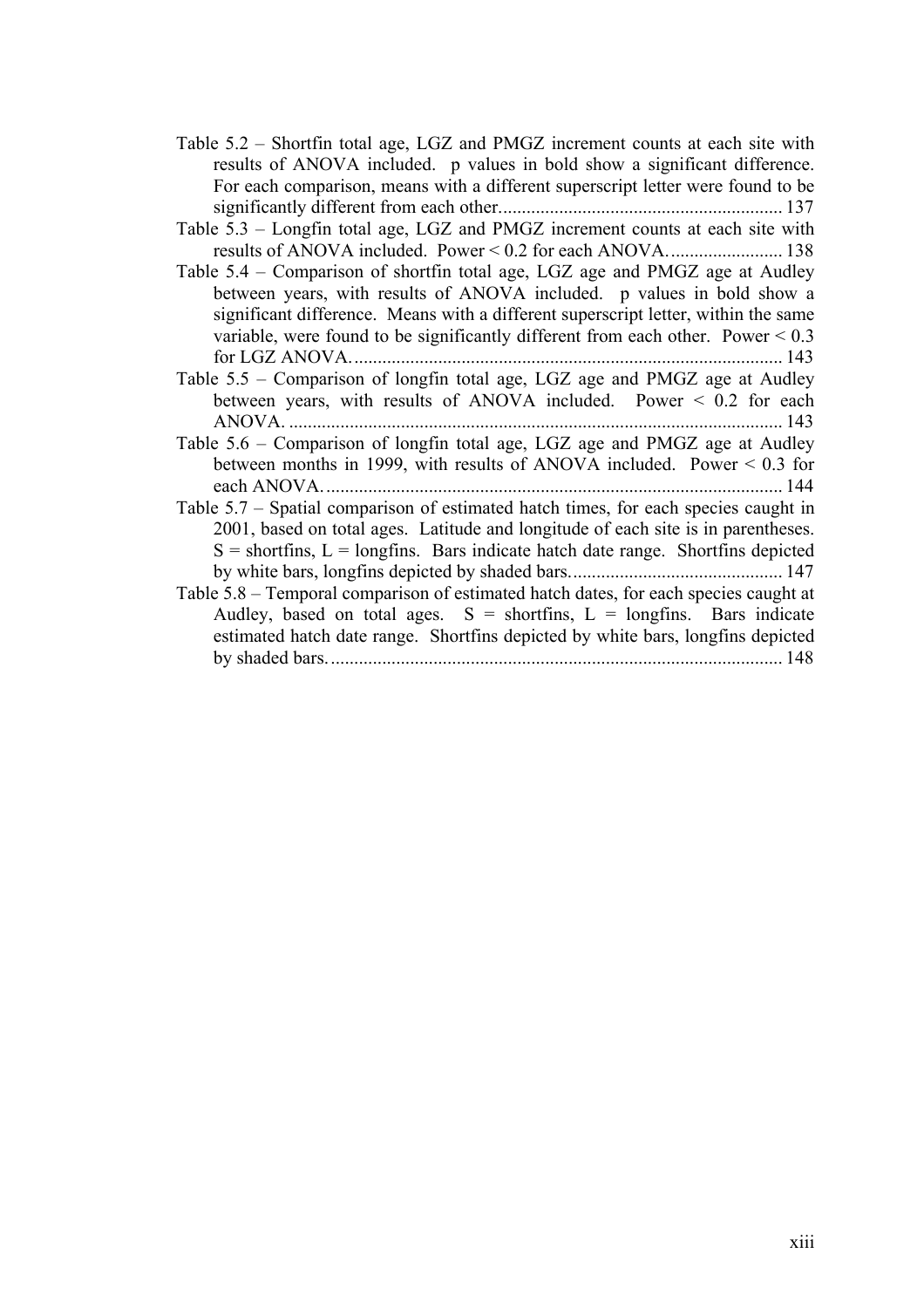Table 5.2 – Shortfin total age, LGZ and PMGZ increment counts at each site with results of ANOVA included. p values in bold show a significant difference. For each comparison, means with a different superscript letter were found to be significantly different from each other............................................................ 137

Table 5.3 – Longfin total age, LGZ and PMGZ increment counts at each site with results of ANOVA included. Power < 0.2 for each ANOVA........................ 138

Table 5.4 – Comparison of shortfin total age, LGZ age and PMGZ age at Audley between years, with results of ANOVA included. p values in bold show a significant difference. Means with a different superscript letter, within the same variable, were found to be significantly different from each other. Power < 0.3 for LGZ ANOVA............................................................................................ 143

Table 5.5 – Comparison of longfin total age, LGZ age and PMGZ age at Audley between years, with results of ANOVA included. Power < 0.2 for each ANOVA. ........................................................................................................ 143

Table 5.6 – Comparison of longfin total age, LGZ age and PMGZ age at Audley between months in 1999, with results of ANOVA included. Power < 0.3 for each ANOVA. ................................................................................................ 144

Table 5.7 – Spatial comparison of estimated hatch times, for each species caught in 2001, based on total ages. Latitude and longitude of each site is in parentheses. S = shortfins, L = longfins. Bars indicate hatch date range. Shortfins depicted by white bars, longfins depicted by shaded bars............................................ 147

Table 5.8 – Temporal comparison of estimated hatch dates, for each species caught at Audley, based on total ages. S = shortfins, L = longfins. Bars indicate estimated hatch date range. Shortfins depicted by white bars, longfins depicted by shaded bars. ................................................................................................ 148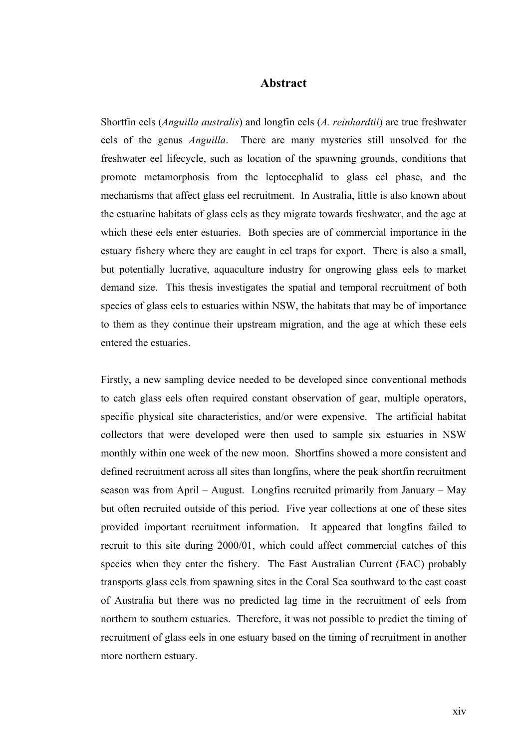# Abstract

Shortfin eels (*Anguilla australis*) and longfin eels (*A. reinhardtii*) are true freshwater eels of the genus *Anguilla*. There are many mysteries still unsolved for the freshwater eel lifecycle, such as location of the spawning grounds, conditions that promote metamorphosis from the leptocephalid to glass eel phase, and the mechanisms that affect glass eel recruitment. In Australia, little is also known about the estuarine habitats of glass eels as they migrate towards freshwater, and the age at which these eels enter estuaries. Both species are of commercial importance in the estuary fishery where they are caught in eel traps for export. There is also a small, but potentially lucrative, aquaculture industry for ongrowing glass eels to market demand size. This thesis investigates the spatial and temporal recruitment of both species of glass eels to estuaries within NSW, the habitats that may be of importance to them as they continue their upstream migration, and the age at which these eels entered the estuaries.

Firstly, a new sampling device needed to be developed since conventional methods to catch glass eels often required constant observation of gear, multiple operators, specific physical site characteristics, and/or were expensive. The artificial habitat collectors that were developed were then used to sample six estuaries in NSW monthly within one week of the new moon. Shortfins showed a more consistent and defined recruitment across all sites than longfins, where the peak shortfin recruitment season was from April – August. Longfins recruited primarily from January – May but often recruited outside of this period. Five year collections at one of these sites provided important recruitment information. It appeared that longfins failed to recruit to this site during 2000/01, which could affect commercial catches of this species when they enter the fishery. The East Australian Current (EAC) probably transports glass eels from spawning sites in the Coral Sea southward to the east coast of Australia but there was no predicted lag time in the recruitment of eels from northern to southern estuaries. Therefore, it was not possible to predict the timing of recruitment of glass eels in one estuary based on the timing of recruitment in another more northern estuary.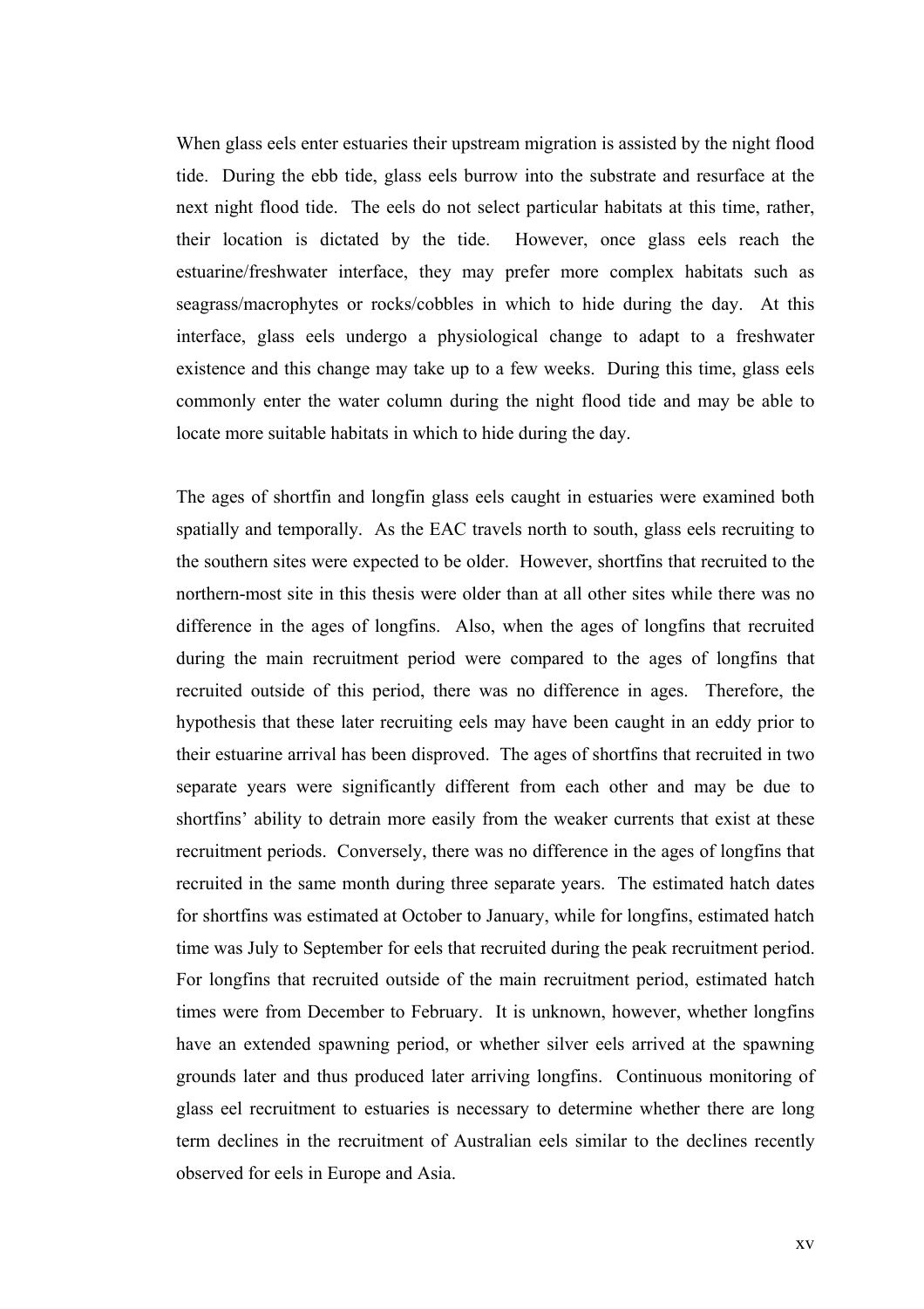When glass eels enter estuaries their upstream migration is assisted by the night flood tide. During the ebb tide, glass eels burrow into the substrate and resurface at the next night flood tide. The eels do not select particular habitats at this time, rather, their location is dictated by the tide. However, once glass eels reach the estuarine/freshwater interface, they may prefer more complex habitats such as seagrass/macrophytes or rocks/cobbles in which to hide during the day. At this interface, glass eels undergo a physiological change to adapt to a freshwater existence and this change may take up to a few weeks. During this time, glass eels commonly enter the water column during the night flood tide and may be able to locate more suitable habitats in which to hide during the day.

The ages of shortfin and longfin glass eels caught in estuaries were examined both spatially and temporally. As the EAC travels north to south, glass eels recruiting to the southern sites were expected to be older. However, shortfins that recruited to the northern-most site in this thesis were older than at all other sites while there was no difference in the ages of longfins. Also, when the ages of longfins that recruited during the main recruitment period were compared to the ages of longfins that recruited outside of this period, there was no difference in ages. Therefore, the hypothesis that these later recruiting eels may have been caught in an eddy prior to their estuarine arrival has been disproved. The ages of shortfins that recruited in two separate years were significantly different from each other and may be due to shortfins' ability to detrain more easily from the weaker currents that exist at these recruitment periods. Conversely, there was no difference in the ages of longfins that recruited in the same month during three separate years. The estimated hatch dates for shortfins was estimated at October to January, while for longfins, estimated hatch time was July to September for eels that recruited during the peak recruitment period. For longfins that recruited outside of the main recruitment period, estimated hatch times were from December to February. It is unknown, however, whether longfins have an extended spawning period, or whether silver eels arrived at the spawning grounds later and thus produced later arriving longfins. Continuous monitoring of glass eel recruitment to estuaries is necessary to determine whether there are long term declines in the recruitment of Australian eels similar to the declines recently observed for eels in Europe and Asia.